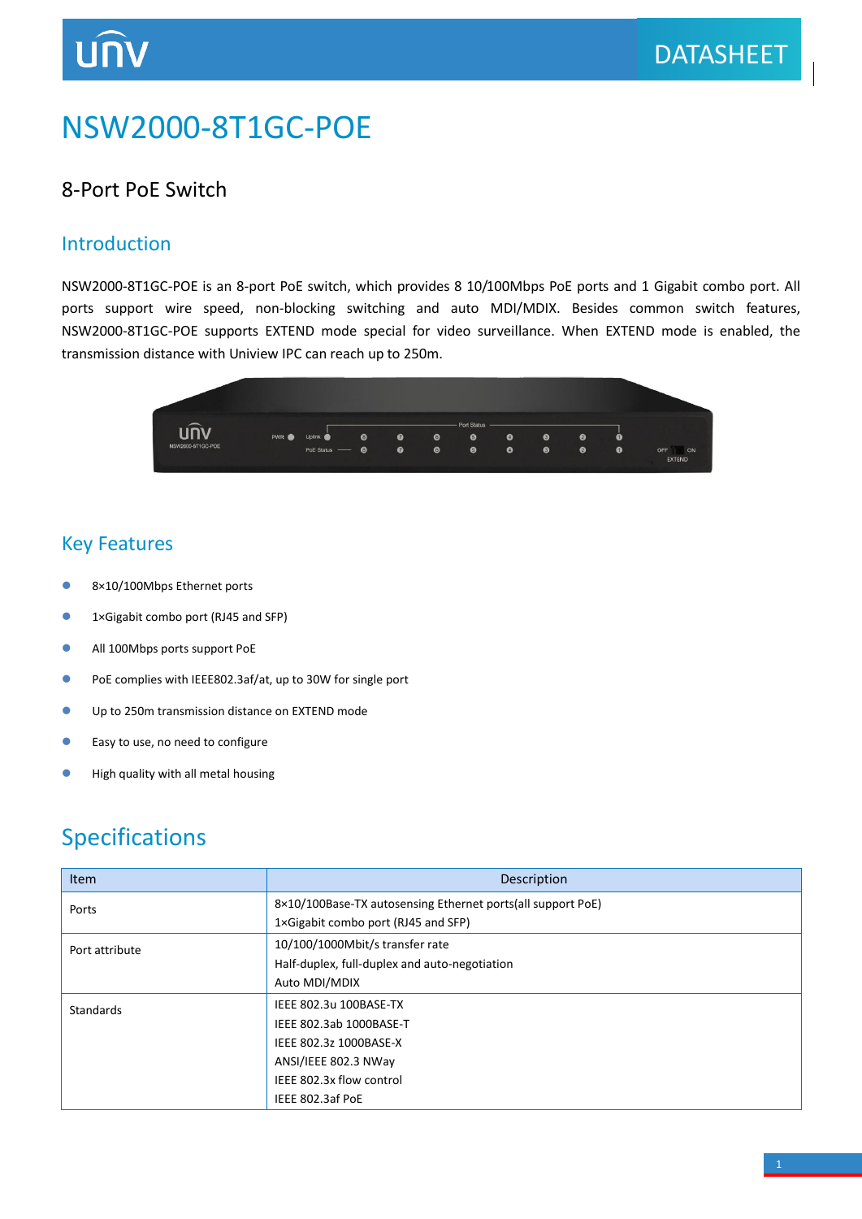# NSW2000-8T1GC-POE

## 8-Port PoE Switch

## Introduction

NSW2000-8T1GC-POE is an 8-port PoE switch, which provides 8 10/100Mbps PoE ports and 1 Gigabit combo port. All ports support wire speed, non-blocking switching and auto MDI/MDIX. Besides common switch features, NSW2000-8T1GC-POE supports EXTEND mode special for video surveillance. When EXTEND mode is enabled, the transmission distance with Uniview IPC can reach up to 250m.

## Key Features

- 8×10/100Mbps Ethernet ports
- 1×Gigabit combo port (RJ45 and SFP)
- All 100Mbps ports support PoE
- PoE complies with IEEE802.3af/at, up to 30W for single port
- Up to 250m transmission distance on EXTEND mode
- Easy to use, no need to configure
- High quality with all metal housing

## Specifications

| Item | Description |
|---|---|
| Ports | 8×10/100Base-TX autosensing Ethernet ports(all support PoE)<br>1×Gigabit combo port (RJ45 and SFP) |
| Port attribute | 10/100/1000Mbit/s transfer rate<br>Half-duplex, full-duplex and auto-negotiation<br>Auto MDI/MDIX |
| Standards | IEEE 802.3u 100BASE-TX<br>IEEE 802.3ab 1000BASE-T<br>IEEE 802.3z 1000BASE-X<br>ANSI/IEEE 802.3 NWay<br>IEEE 802.3x flow control<br>IEEE 802.3af PoE |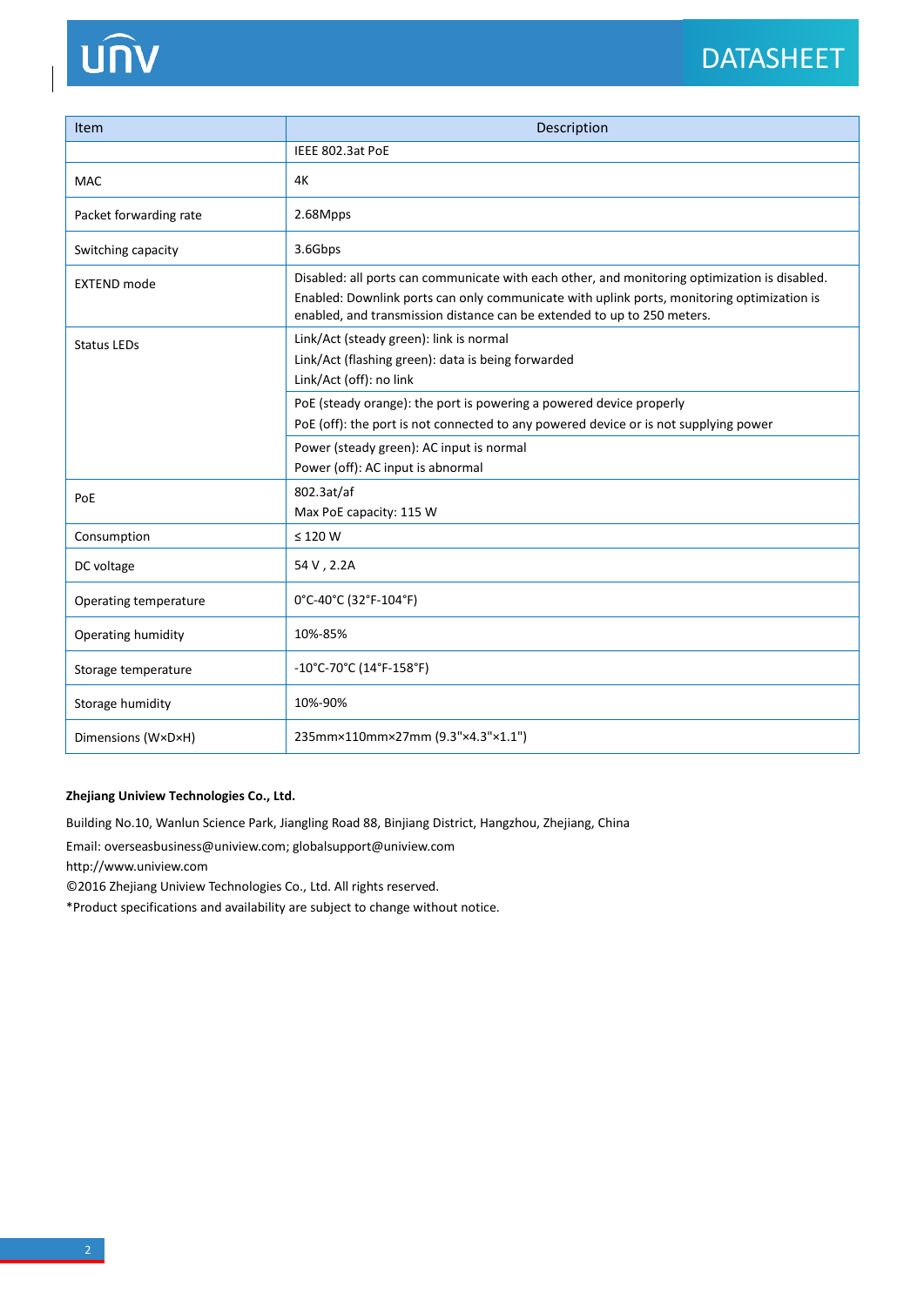| Item | Description |
|---|---|
| | IEEE 802.3at PoE |
| MAC | 4K |
| Packet forwarding rate | 2.68Mpps |
| Switching capacity | 3.6Gbps |
| EXTEND mode | Disabled: all ports can communicate with each other, and monitoring optimization is disabled.<br>Enabled: Downlink ports can only communicate with uplink ports, monitoring optimization is enabled, and transmission distance can be extended to up to 250 meters. |
| Status LEDs | Link/Act (steady green): link is normal<br>Link/Act (flashing green): data is being forwarded<br>Link/Act (off): no link |
| | PoE (steady orange): the port is powering a powered device properly<br>PoE (off): the port is not connected to any powered device or is not supplying power |
| | Power (steady green): AC input is normal<br>Power (off): AC input is abnormal |
| PoE | 802.3at/af<br>Max PoE capacity: 115 W |
| Consumption | ≤ 120 W |
| DC voltage | 54 V , 2.2A |
| Operating temperature | 0°C-40°C (32°F-104°F) |
| Operating humidity | 10%-85% |
| Storage temperature | -10°C-70°C (14°F-158°F) |
| Storage humidity | 10%-90% |
| Dimensions (W×D×H) | 235mm×110mm×27mm (9.3"×4.3"×1.1") |

**Zhejiang Uniview Technologies Co., Ltd.**

Building No.10, Wanlun Science Park, Jiangling Road 88, Binjiang District, Hangzhou, Zhejiang, China

Email: overseasbusiness@uniview.com; globalsupport@uniview.com

http://www.uniview.com

©2016 Zhejiang Uniview Technologies Co., Ltd. All rights reserved.

*Product specifications and availability are subject to change without notice.